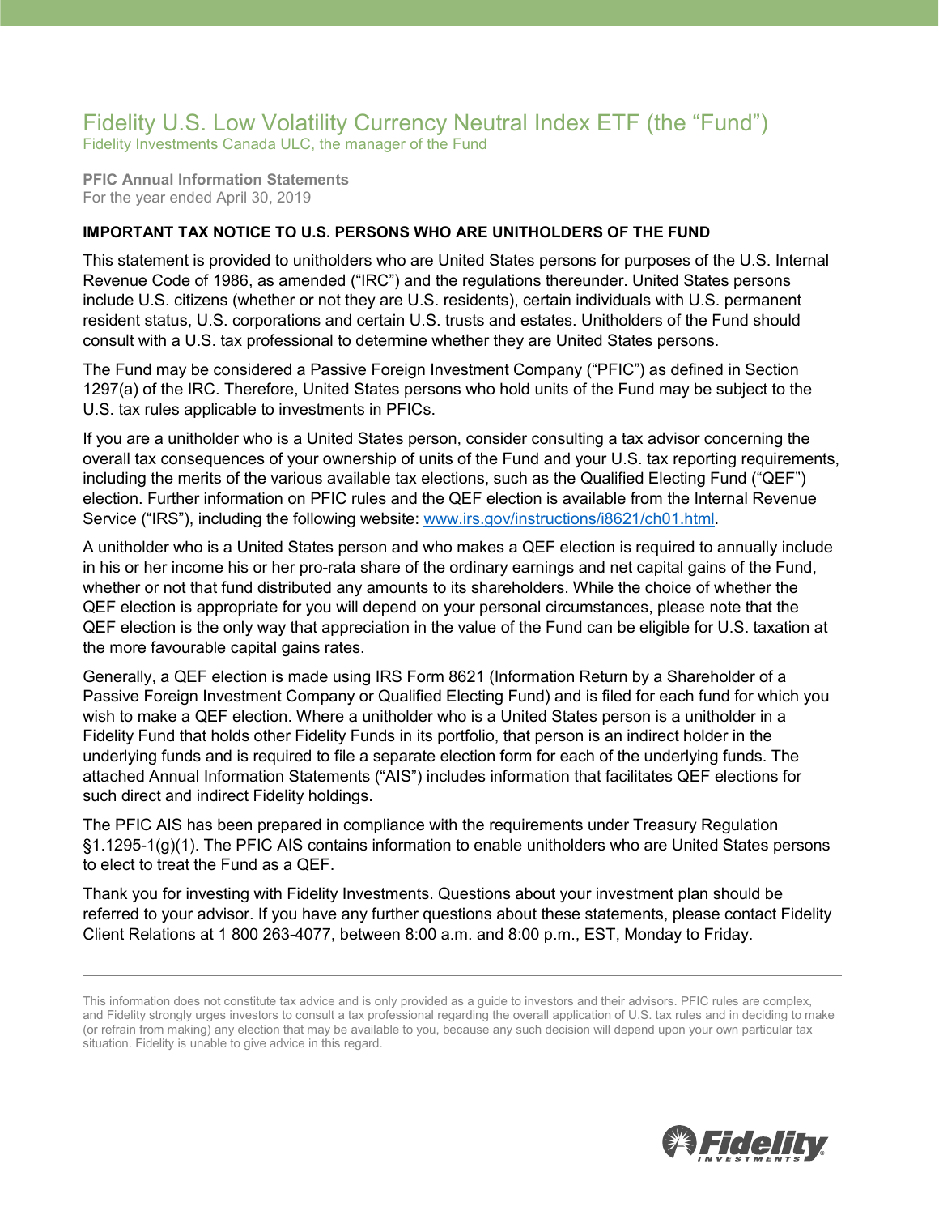# Fidelity U.S. Low Volatility Currency Neutral Index ETF (the "Fund")

Fidelity Investments Canada ULC, the manager of the Fund

**PFIC Annual Information Statements**
For the year ended April 30, 2019

**IMPORTANT TAX NOTICE TO U.S. PERSONS WHO ARE UNITHOLDERS OF THE FUND**

This statement is provided to unitholders who are United States persons for purposes of the U.S. Internal Revenue Code of 1986, as amended ("IRC") and the regulations thereunder. United States persons include U.S. citizens (whether or not they are U.S. residents), certain individuals with U.S. permanent resident status, U.S. corporations and certain U.S. trusts and estates. Unitholders of the Fund should consult with a U.S. tax professional to determine whether they are United States persons.

The Fund may be considered a Passive Foreign Investment Company ("PFIC") as defined in Section 1297(a) of the IRC. Therefore, United States persons who hold units of the Fund may be subject to the U.S. tax rules applicable to investments in PFICs.

If you are a unitholder who is a United States person, consider consulting a tax advisor concerning the overall tax consequences of your ownership of units of the Fund and your U.S. tax reporting requirements, including the merits of the various available tax elections, such as the Qualified Electing Fund ("QEF") election. Further information on PFIC rules and the QEF election is available from the Internal Revenue Service ("IRS"), including the following website: [www.irs.gov/instructions/i8621/ch01.html](www.irs.gov/instructions/i8621/ch01.html).

A unitholder who is a United States person and who makes a QEF election is required to annually include in his or her income his or her pro-rata share of the ordinary earnings and net capital gains of the Fund, whether or not that fund distributed any amounts to its shareholders. While the choice of whether the QEF election is appropriate for you will depend on your personal circumstances, please note that the QEF election is the only way that appreciation in the value of the Fund can be eligible for U.S. taxation at the more favourable capital gains rates.

Generally, a QEF election is made using IRS Form 8621 (Information Return by a Shareholder of a Passive Foreign Investment Company or Qualified Electing Fund) and is filed for each fund for which you wish to make a QEF election. Where a unitholder who is a United States person is a unitholder in a Fidelity Fund that holds other Fidelity Funds in its portfolio, that person is an indirect holder in the underlying funds and is required to file a separate election form for each of the underlying funds. The attached Annual Information Statements ("AIS") includes information that facilitates QEF elections for such direct and indirect Fidelity holdings.

The PFIC AIS has been prepared in compliance with the requirements under Treasury Regulation §1.1295-1(g)(1). The PFIC AIS contains information to enable unitholders who are United States persons to elect to treat the Fund as a QEF.

Thank you for investing with Fidelity Investments. Questions about your investment plan should be referred to your advisor. If you have any further questions about these statements, please contact Fidelity Client Relations at 1 800 263-4077, between 8:00 a.m. and 8:00 p.m., EST, Monday to Friday.

---

This information does not constitute tax advice and is only provided as a guide to investors and their advisors. PFIC rules are complex, and Fidelity strongly urges investors to consult a tax professional regarding the overall application of U.S. tax rules and in deciding to make (or refrain from making) any election that may be available to you, because any such decision will depend upon your own particular tax situation. Fidelity is unable to give advice in this regard.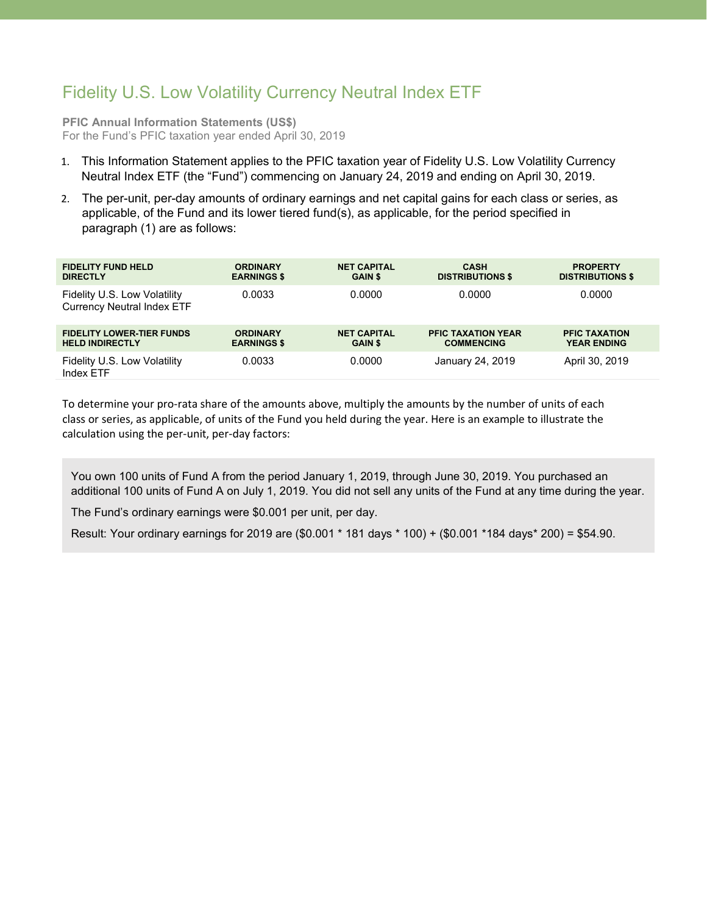# Fidelity U.S. Low Volatility Currency Neutral Index ETF

**PFIC Annual Information Statements (US$)**
For the Fund's PFIC taxation year ended April 30, 2019

1. This Information Statement applies to the PFIC taxation year of Fidelity U.S. Low Volatility Currency Neutral Index ETF (the "Fund") commencing on January 24, 2019 and ending on April 30, 2019.
2. The per-unit, per-day amounts of ordinary earnings and net capital gains for each class or series, as applicable, of the Fund and its lower tiered fund(s), as applicable, for the period specified in paragraph (1) are as follows:

| FIDELITY FUND HELD DIRECTLY | ORDINARY EARNINGS $ | NET CAPITAL GAIN $ | CASH DISTRIBUTIONS $ | PROPERTY DISTRIBUTIONS $ |
|---|---|---|---|---|
| Fidelity U.S. Low Volatility Currency Neutral Index ETF | 0.0033 | 0.0000 | 0.0000 | 0.0000 |
| **FIDELITY LOWER-TIER FUNDS HELD INDIRECTLY** | **ORDINARY EARNINGS $** | **NET CAPITAL GAIN $** | **PFIC TAXATION YEAR COMMENCING** | **PFIC TAXATION YEAR ENDING** |
| Fidelity U.S. Low Volatility Index ETF | 0.0033 | 0.0000 | January 24, 2019 | April 30, 2019 |

To determine your pro-rata share of the amounts above, multiply the amounts by the number of units of each class or series, as applicable, of units of the Fund you held during the year. Here is an example to illustrate the calculation using the per-unit, per-day factors:

> You own 100 units of Fund A from the period January 1, 2019, through June 30, 2019. You purchased an additional 100 units of Fund A on July 1, 2019. You did not sell any units of the Fund at any time during the year.
>
> The Fund's ordinary earnings were $0.001 per unit, per day.
>
> Result: Your ordinary earnings for 2019 are ($0.001 * 181 days * 100) + ($0.001 *184 days* 200) = $54.90.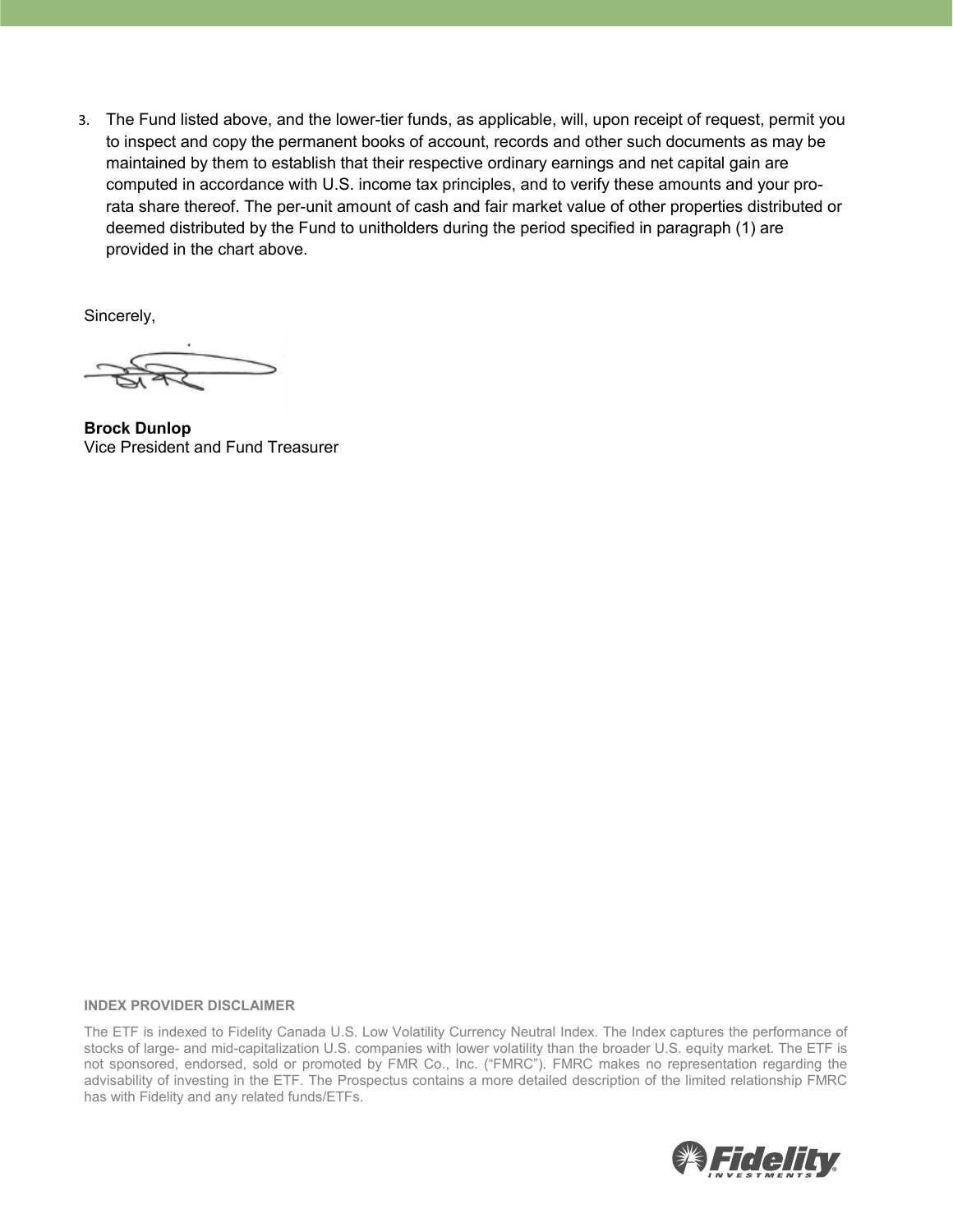3. The Fund listed above, and the lower-tier funds, as applicable, will, upon receipt of request, permit you to inspect and copy the permanent books of account, records and other such documents as may be maintained by them to establish that their respective ordinary earnings and net capital gain are computed in accordance with U.S. income tax principles, and to verify these amounts and your pro-rata share thereof. The per-unit amount of cash and fair market value of other properties distributed or deemed distributed by the Fund to unitholders during the period specified in paragraph (1) are provided in the chart above.

Sincerely,

**Brock Dunlop**
Vice President and Fund Treasurer

**INDEX PROVIDER DISCLAIMER**

The ETF is indexed to Fidelity Canada U.S. Low Volatility Currency Neutral Index. The Index captures the performance of stocks of large- and mid-capitalization U.S. companies with lower volatility than the broader U.S. equity market. The ETF is not sponsored, endorsed, sold or promoted by FMR Co., Inc. ("FMRC"). FMRC makes no representation regarding the advisability of investing in the ETF. The Prospectus contains a more detailed description of the limited relationship FMRC has with Fidelity and any related funds/ETFs.